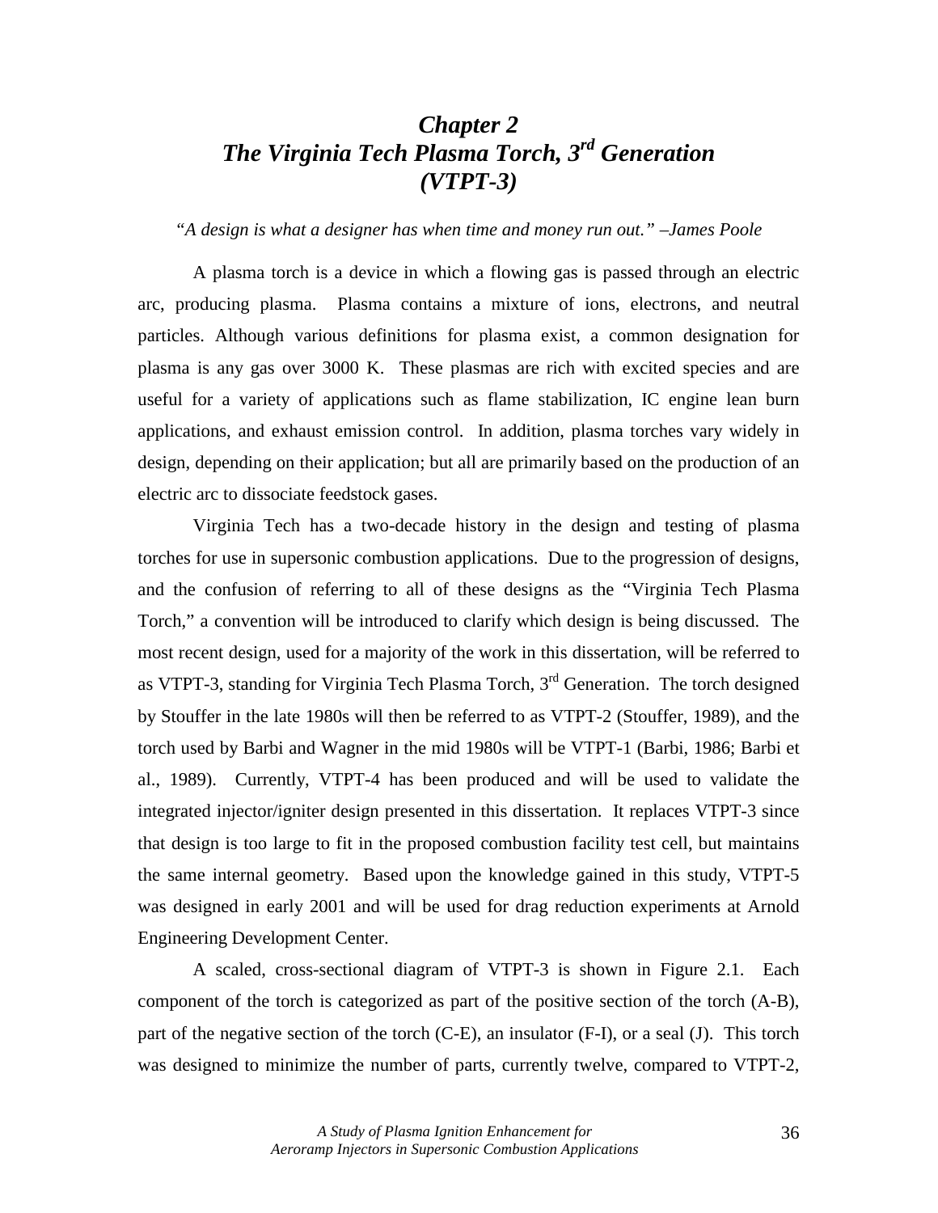# *Chapter 2*
# *The Virginia Tech Plasma Torch, 3rd Generation (VTPT-3)*

*"A design is what a designer has when time and money run out." –James Poole*

A plasma torch is a device in which a flowing gas is passed through an electric arc, producing plasma. Plasma contains a mixture of ions, electrons, and neutral particles. Although various definitions for plasma exist, a common designation for plasma is any gas over 3000 K. These plasmas are rich with excited species and are useful for a variety of applications such as flame stabilization, IC engine lean burn applications, and exhaust emission control. In addition, plasma torches vary widely in design, depending on their application; but all are primarily based on the production of an electric arc to dissociate feedstock gases.

Virginia Tech has a two-decade history in the design and testing of plasma torches for use in supersonic combustion applications. Due to the progression of designs, and the confusion of referring to all of these designs as the "Virginia Tech Plasma Torch," a convention will be introduced to clarify which design is being discussed. The most recent design, used for a majority of the work in this dissertation, will be referred to as VTPT-3, standing for Virginia Tech Plasma Torch, 3rd Generation. The torch designed by Stouffer in the late 1980s will then be referred to as VTPT-2 (Stouffer, 1989), and the torch used by Barbi and Wagner in the mid 1980s will be VTPT-1 (Barbi, 1986; Barbi et al., 1989). Currently, VTPT-4 has been produced and will be used to validate the integrated injector/igniter design presented in this dissertation. It replaces VTPT-3 since that design is too large to fit in the proposed combustion facility test cell, but maintains the same internal geometry. Based upon the knowledge gained in this study, VTPT-5 was designed in early 2001 and will be used for drag reduction experiments at Arnold Engineering Development Center.

A scaled, cross-sectional diagram of VTPT-3 is shown in Figure 2.1. Each component of the torch is categorized as part of the positive section of the torch (A-B), part of the negative section of the torch (C-E), an insulator (F-I), or a seal (J). This torch was designed to minimize the number of parts, currently twelve, compared to VTPT-2,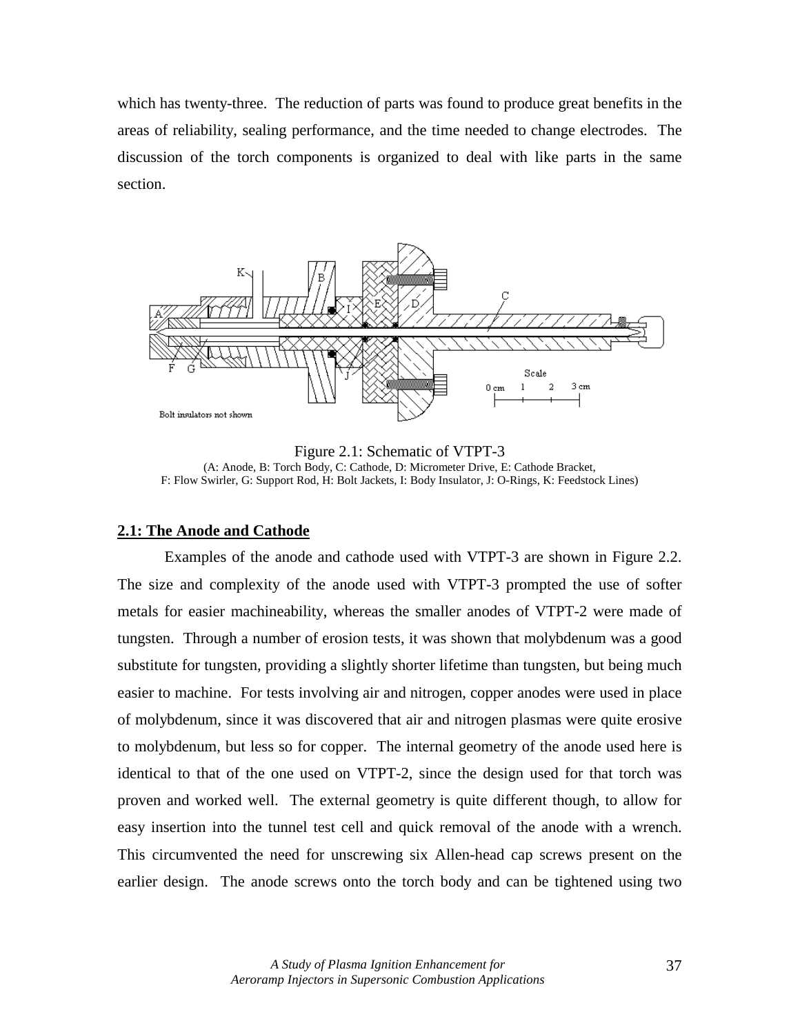which has twenty-three. The reduction of parts was found to produce great benefits in the areas of reliability, sealing performance, and the time needed to change electrodes. The discussion of the torch components is organized to deal with like parts in the same section.

Figure 2.1: Schematic of VTPT-3
(A: Anode, B: Torch Body, C: Cathode, D: Micrometer Drive, E: Cathode Bracket, F: Flow Swirler, G: Support Rod, H: Bolt Jackets, I: Body Insulator, J: O-Rings, K: Feedstock Lines)

## 2.1: The Anode and Cathode

Examples of the anode and cathode used with VTPT-3 are shown in Figure 2.2. The size and complexity of the anode used with VTPT-3 prompted the use of softer metals for easier machineability, whereas the smaller anodes of VTPT-2 were made of tungsten. Through a number of erosion tests, it was shown that molybdenum was a good substitute for tungsten, providing a slightly shorter lifetime than tungsten, but being much easier to machine. For tests involving air and nitrogen, copper anodes were used in place of molybdenum, since it was discovered that air and nitrogen plasmas were quite erosive to molybdenum, but less so for copper. The internal geometry of the anode used here is identical to that of the one used on VTPT-2, since the design used for that torch was proven and worked well. The external geometry is quite different though, to allow for easy insertion into the tunnel test cell and quick removal of the anode with a wrench. This circumvented the need for unscrewing six Allen-head cap screws present on the earlier design. The anode screws onto the torch body and can be tightened using two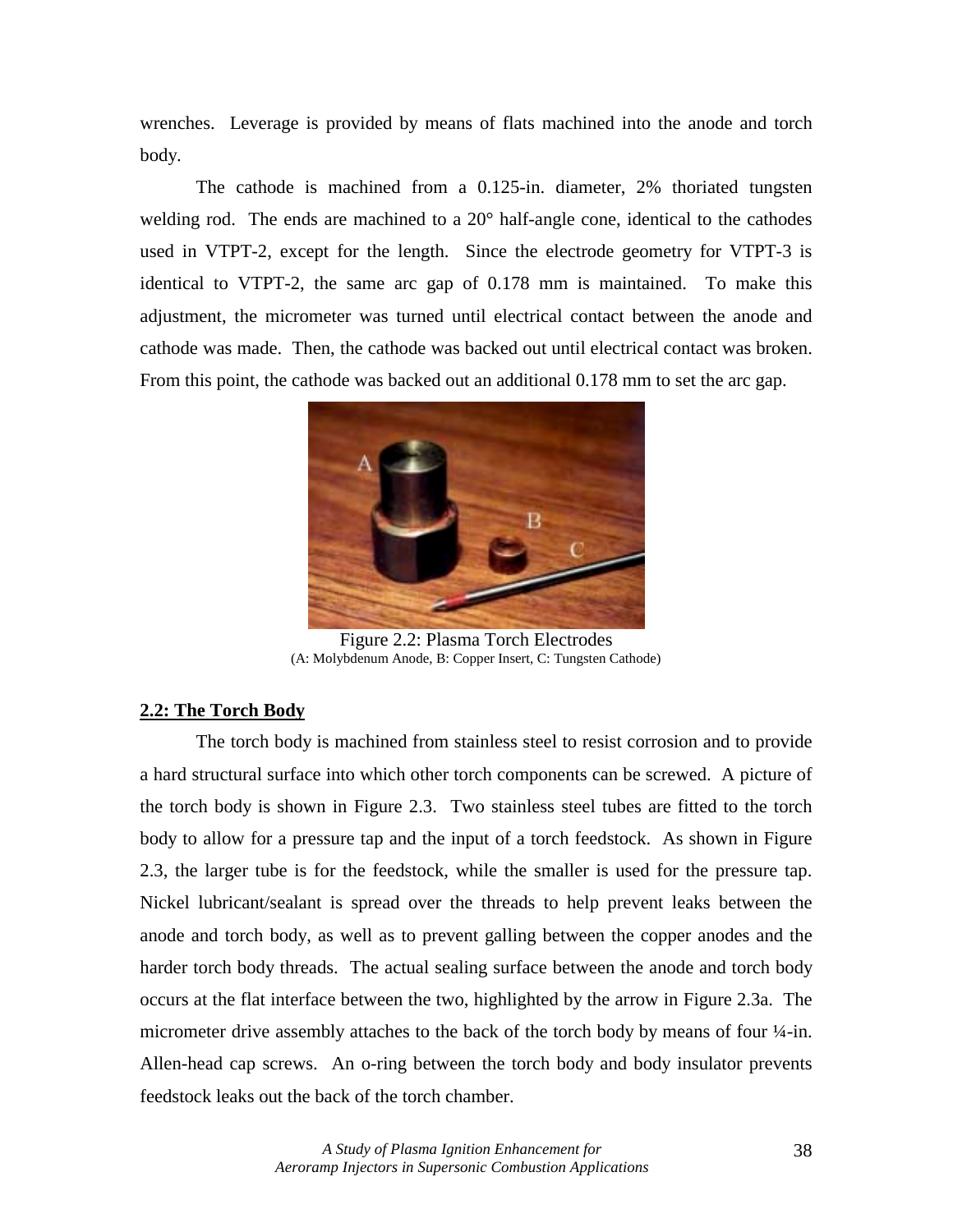wrenches. Leverage is provided by means of flats machined into the anode and torch body.

The cathode is machined from a 0.125-in. diameter, 2% thoriated tungsten welding rod. The ends are machined to a 20° half-angle cone, identical to the cathodes used in VTPT-2, except for the length. Since the electrode geometry for VTPT-3 is identical to VTPT-2, the same arc gap of 0.178 mm is maintained. To make this adjustment, the micrometer was turned until electrical contact between the anode and cathode was made. Then, the cathode was backed out until electrical contact was broken. From this point, the cathode was backed out an additional 0.178 mm to set the arc gap.

Figure 2.2: Plasma Torch Electrodes
(A: Molybdenum Anode, B: Copper Insert, C: Tungsten Cathode)

## 2.2: The Torch Body

The torch body is machined from stainless steel to resist corrosion and to provide a hard structural surface into which other torch components can be screwed. A picture of the torch body is shown in Figure 2.3. Two stainless steel tubes are fitted to the torch body to allow for a pressure tap and the input of a torch feedstock. As shown in Figure 2.3, the larger tube is for the feedstock, while the smaller is used for the pressure tap. Nickel lubricant/sealant is spread over the threads to help prevent leaks between the anode and torch body, as well as to prevent galling between the copper anodes and the harder torch body threads. The actual sealing surface between the anode and torch body occurs at the flat interface between the two, highlighted by the arrow in Figure 2.3a. The micrometer drive assembly attaches to the back of the torch body by means of four ¼-in. Allen-head cap screws. An o-ring between the torch body and body insulator prevents feedstock leaks out the back of the torch chamber.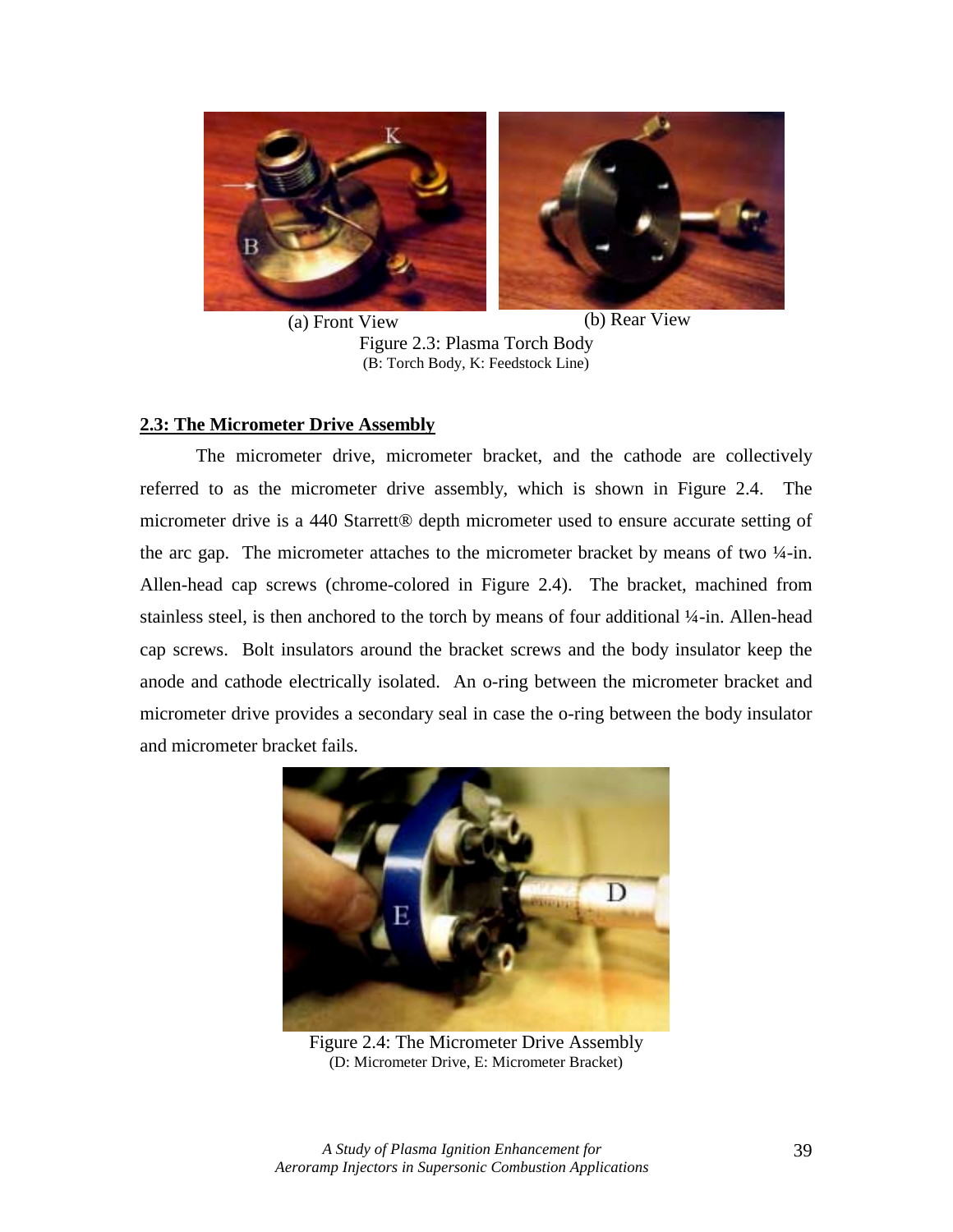(a) Front View (b) Rear View

Figure 2.3: Plasma Torch Body
(B: Torch Body, K: Feedstock Line)

## 2.3: The Micrometer Drive Assembly

The micrometer drive, micrometer bracket, and the cathode are collectively referred to as the micrometer drive assembly, which is shown in Figure 2.4. The micrometer drive is a 440 Starrett® depth micrometer used to ensure accurate setting of the arc gap. The micrometer attaches to the micrometer bracket by means of two ¼-in. Allen-head cap screws (chrome-colored in Figure 2.4). The bracket, machined from stainless steel, is then anchored to the torch by means of four additional ¼-in. Allen-head cap screws. Bolt insulators around the bracket screws and the body insulator keep the anode and cathode electrically isolated. An o-ring between the micrometer bracket and micrometer drive provides a secondary seal in case the o-ring between the body insulator and micrometer bracket fails.

Figure 2.4: The Micrometer Drive Assembly
(D: Micrometer Drive, E: Micrometer Bracket)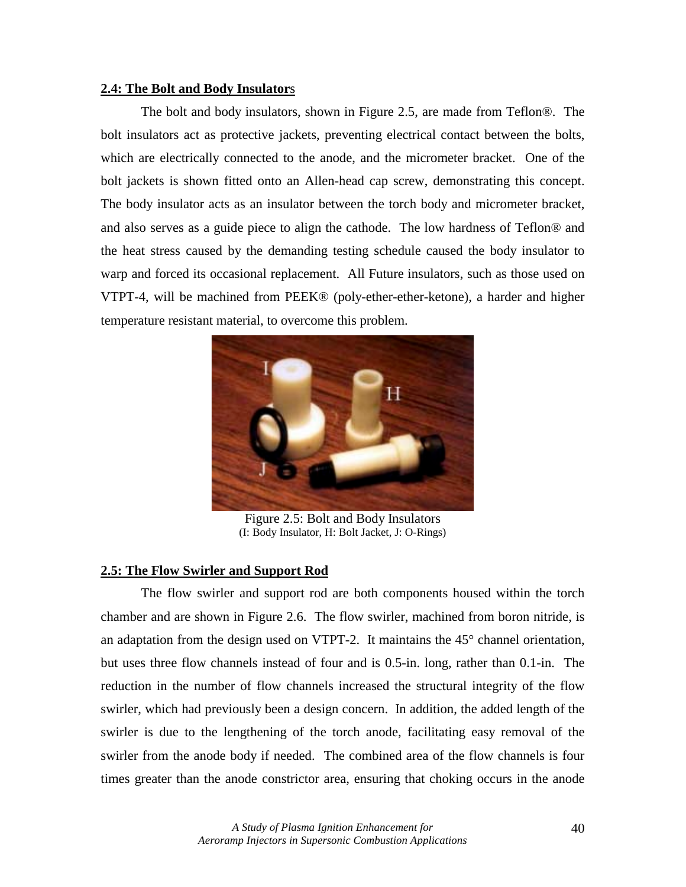## 2.4: The Bolt and Body Insulators

The bolt and body insulators, shown in Figure 2.5, are made from Teflon®. The bolt insulators act as protective jackets, preventing electrical contact between the bolts, which are electrically connected to the anode, and the micrometer bracket. One of the bolt jackets is shown fitted onto an Allen-head cap screw, demonstrating this concept. The body insulator acts as an insulator between the torch body and micrometer bracket, and also serves as a guide piece to align the cathode. The low hardness of Teflon® and the heat stress caused by the demanding testing schedule caused the body insulator to warp and forced its occasional replacement. All Future insulators, such as those used on VTPT-4, will be machined from PEEK® (poly-ether-ether-ketone), a harder and higher temperature resistant material, to overcome this problem.

Figure 2.5: Bolt and Body Insulators
(I: Body Insulator, H: Bolt Jacket, J: O-Rings)

## 2.5: The Flow Swirler and Support Rod

The flow swirler and support rod are both components housed within the torch chamber and are shown in Figure 2.6. The flow swirler, machined from boron nitride, is an adaptation from the design used on VTPT-2. It maintains the 45° channel orientation, but uses three flow channels instead of four and is 0.5-in. long, rather than 0.1-in. The reduction in the number of flow channels increased the structural integrity of the flow swirler, which had previously been a design concern. In addition, the added length of the swirler is due to the lengthening of the torch anode, facilitating easy removal of the swirler from the anode body if needed. The combined area of the flow channels is four times greater than the anode constrictor area, ensuring that choking occurs in the anode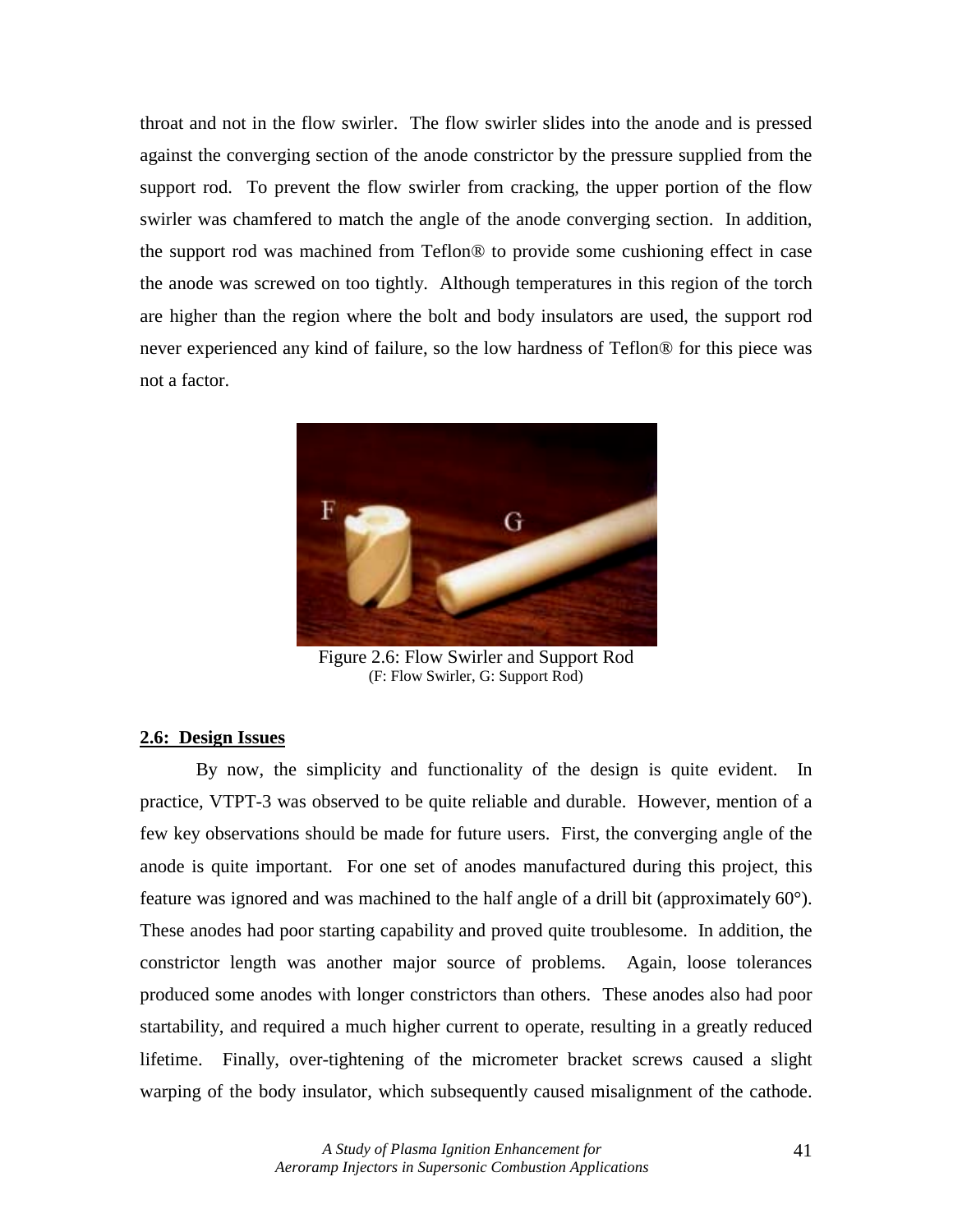throat and not in the flow swirler. The flow swirler slides into the anode and is pressed against the converging section of the anode constrictor by the pressure supplied from the support rod. To prevent the flow swirler from cracking, the upper portion of the flow swirler was chamfered to match the angle of the anode converging section. In addition, the support rod was machined from Teflon® to provide some cushioning effect in case the anode was screwed on too tightly. Although temperatures in this region of the torch are higher than the region where the bolt and body insulators are used, the support rod never experienced any kind of failure, so the low hardness of Teflon® for this piece was not a factor.

Figure 2.6: Flow Swirler and Support Rod
(F: Flow Swirler, G: Support Rod)

## 2.6: Design Issues

By now, the simplicity and functionality of the design is quite evident. In practice, VTPT-3 was observed to be quite reliable and durable. However, mention of a few key observations should be made for future users. First, the converging angle of the anode is quite important. For one set of anodes manufactured during this project, this feature was ignored and was machined to the half angle of a drill bit (approximately 60°). These anodes had poor starting capability and proved quite troublesome. In addition, the constrictor length was another major source of problems. Again, loose tolerances produced some anodes with longer constrictors than others. These anodes also had poor startability, and required a much higher current to operate, resulting in a greatly reduced lifetime. Finally, over-tightening of the micrometer bracket screws caused a slight warping of the body insulator, which subsequently caused misalignment of the cathode.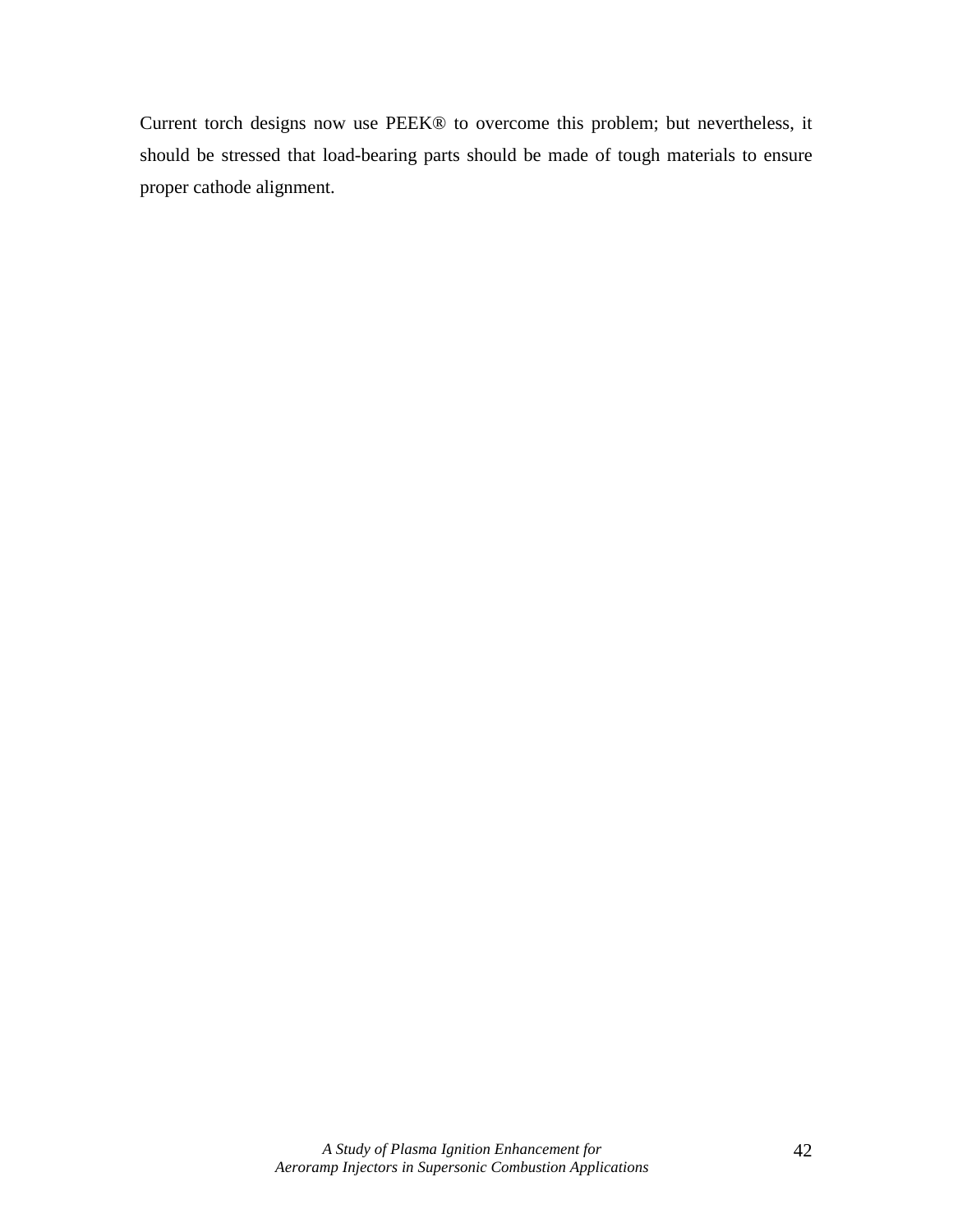Current torch designs now use PEEK® to overcome this problem; but nevertheless, it should be stressed that load-bearing parts should be made of tough materials to ensure proper cathode alignment.